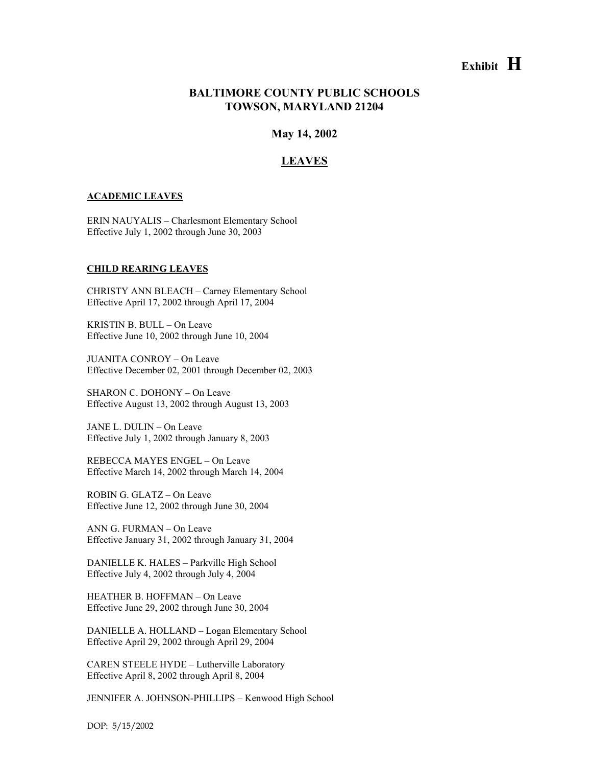**Exhibit H**

# BALTIMORE COUNTY PUBLIC SCHOOLS
# TOWSON, MARYLAND 21204

## May 14, 2002

## LEAVES

### ACADEMIC LEAVES

ERIN NAUYALIS – Charlesmont Elementary School
Effective July 1, 2002 through June 30, 2003

### CHILD REARING LEAVES

CHRISTY ANN BLEACH – Carney Elementary School
Effective April 17, 2002 through April 17, 2004

KRISTIN B. BULL – On Leave
Effective June 10, 2002 through June 10, 2004

JUANITA CONROY – On Leave
Effective December 02, 2001 through December 02, 2003

SHARON C. DOHONY – On Leave
Effective August 13, 2002 through August 13, 2003

JANE L. DULIN – On Leave
Effective July 1, 2002 through January 8, 2003

REBECCA MAYES ENGEL – On Leave
Effective March 14, 2002 through March 14, 2004

ROBIN G. GLATZ – On Leave
Effective June 12, 2002 through June 30, 2004

ANN G. FURMAN – On Leave
Effective January 31, 2002 through January 31, 2004

DANIELLE K. HALES – Parkville High School
Effective July 4, 2002 through July 4, 2004

HEATHER B. HOFFMAN – On Leave
Effective June 29, 2002 through June 30, 2004

DANIELLE A. HOLLAND – Logan Elementary School
Effective April 29, 2002 through April 29, 2004

CAREN STEELE HYDE – Lutherville Laboratory
Effective April 8, 2002 through April 8, 2004

JENNIFER A. JOHNSON-PHILLIPS – Kenwood High School

DOP: 5/15/2002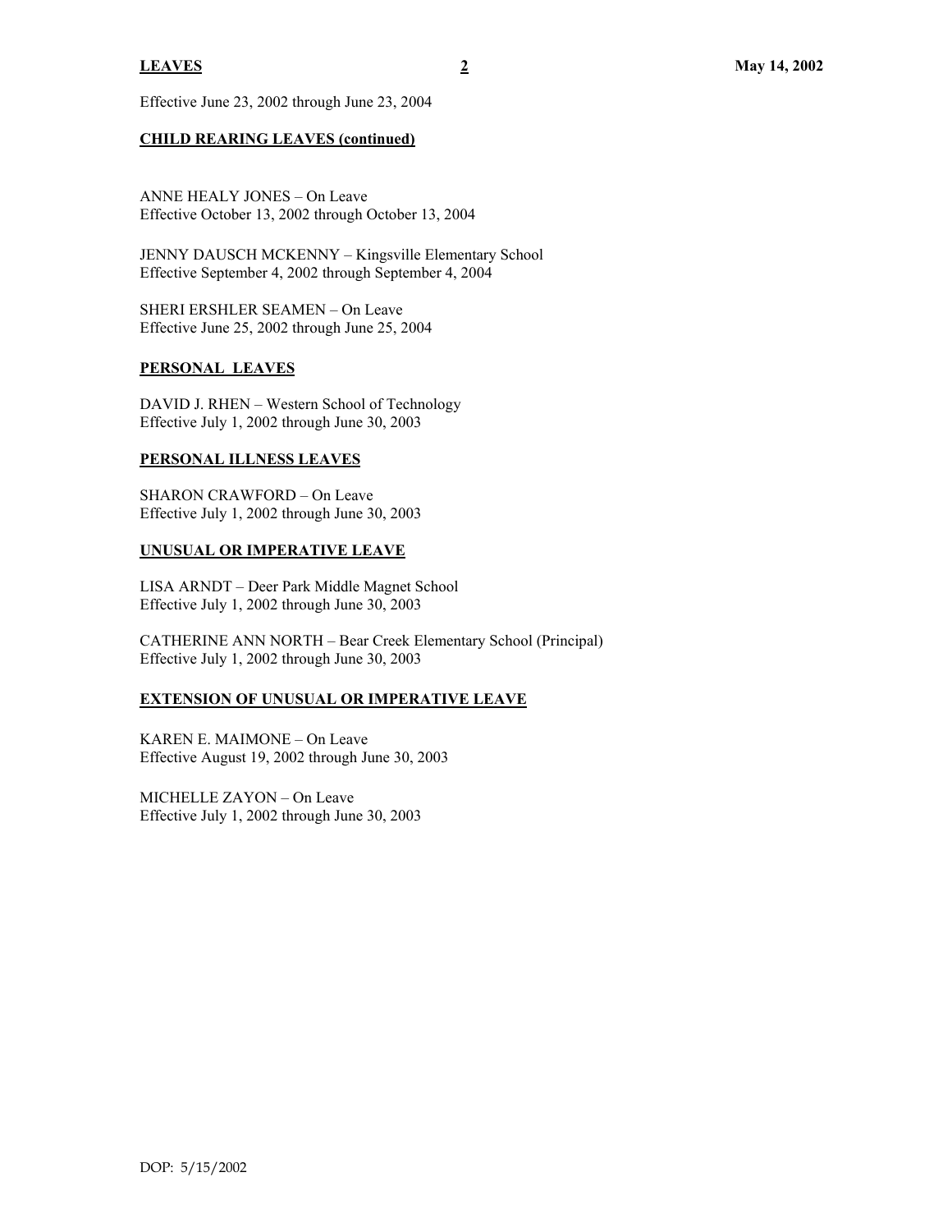Effective June 23, 2002 through June 23, 2004

## CHILD REARING LEAVES (continued)

ANNE HEALY JONES – On Leave
Effective October 13, 2002 through October 13, 2004

JENNY DAUSCH MCKENNY – Kingsville Elementary School
Effective September 4, 2002 through September 4, 2004

SHERI ERSHLER SEAMEN – On Leave
Effective June 25, 2002 through June 25, 2004

## PERSONAL LEAVES

DAVID J. RHEN – Western School of Technology
Effective July 1, 2002 through June 30, 2003

## PERSONAL ILLNESS LEAVES

SHARON CRAWFORD – On Leave
Effective July 1, 2002 through June 30, 2003

## UNUSUAL OR IMPERATIVE LEAVE

LISA ARNDT – Deer Park Middle Magnet School
Effective July 1, 2002 through June 30, 2003

CATHERINE ANN NORTH – Bear Creek Elementary School (Principal)
Effective July 1, 2002 through June 30, 2003

## EXTENSION OF UNUSUAL OR IMPERATIVE LEAVE

KAREN E. MAIMONE – On Leave
Effective August 19, 2002 through June 30, 2003

MICHELLE ZAYON – On Leave
Effective July 1, 2002 through June 30, 2003

DOP: 5/15/2002